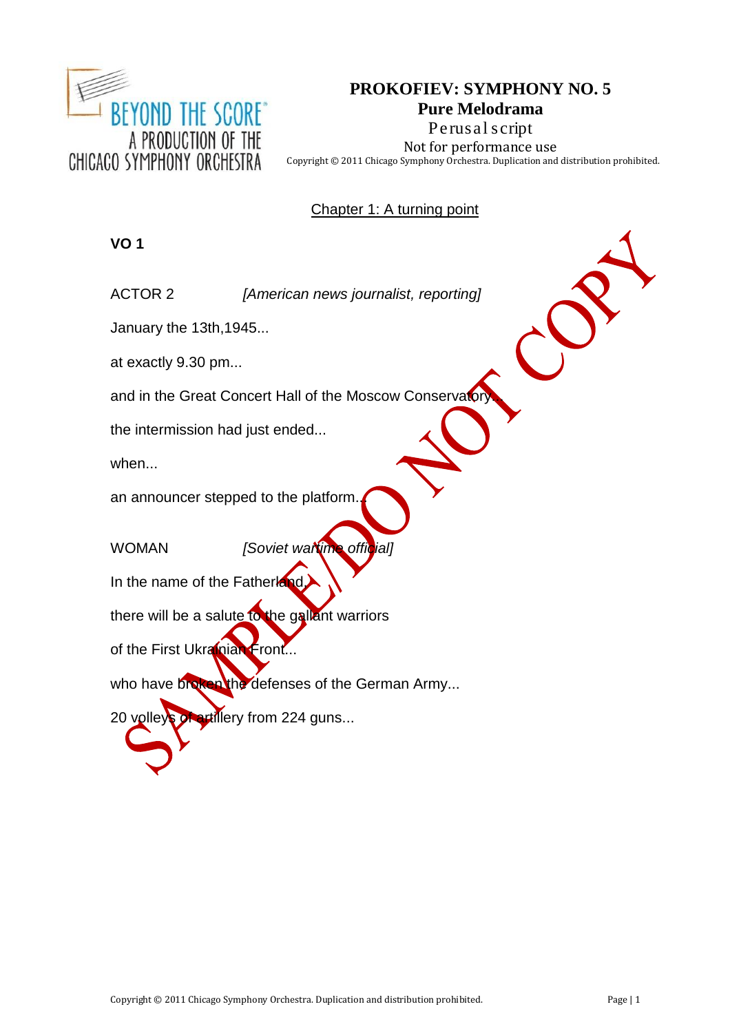# PROKOFIEV: SYMPHONY NO. 5

## Pure Melodrama

Perusal script

Not for performance use

Copyright © 2011 Chicago Symphony Orchestra. Duplication and distribution prohibited.

Chapter 1: A turning point

**VO 1**

ACTOR 2 *[American news journalist, reporting]*

January the 13th,1945...

at exactly 9.30 pm...

and in the Great Concert Hall of the Moscow Conservatory...

the intermission had just ended...

when...

an announcer stepped to the platform...

WOMAN *[Soviet wartime official]*

In the name of the Fatherland,

there will be a salute to the gallant warriors

of the First Ukrainian Front...

who have broken the defenses of the German Army...

20 volleys of artillery from 224 guns...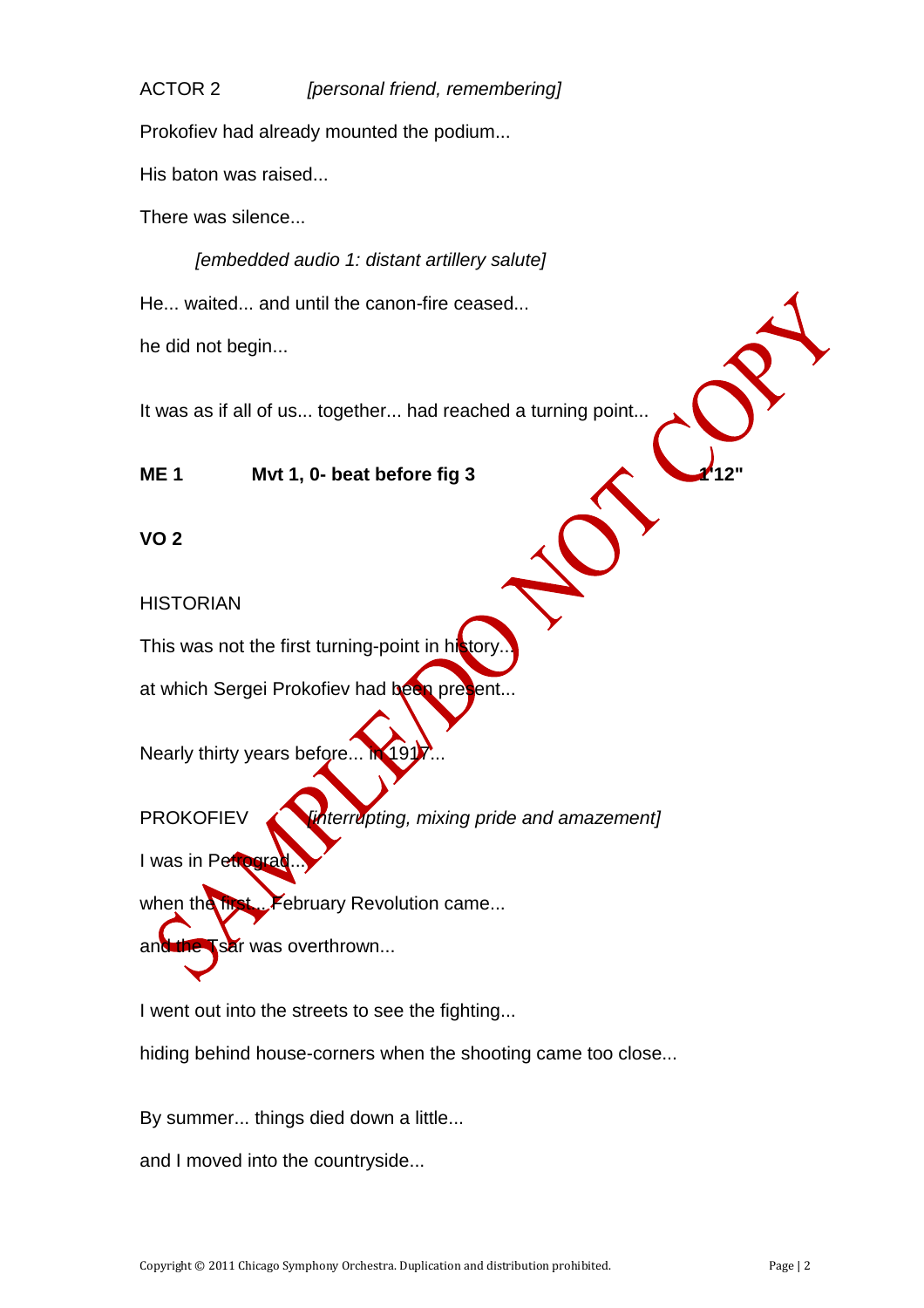ACTOR 2 *[personal friend, remembering]*

Prokofiev had already mounted the podium...

His baton was raised...

There was silence...

*[embedded audio 1: distant artillery salute]*

He... waited... and until the canon-fire ceased...

he did not begin...

It was as if all of us... together... had reached a turning point...

**ME 1 Mvt 1, 0- beat before fig 3 1'12"**

**VO 2**

HISTORIAN

This was not the first turning-point in history...

at which Sergei Prokofiev had been present...

Nearly thirty years before... in 1917...

PROKOFIEV *[interrupting, mixing pride and amazement]*

I was in Petrograd...

when the first... February Revolution came...

and the Tsar was overthrown...

I went out into the streets to see the fighting...

hiding behind house-corners when the shooting came too close...

By summer... things died down a little...

and I moved into the countryside...

SAMPLE/DO NOT COPY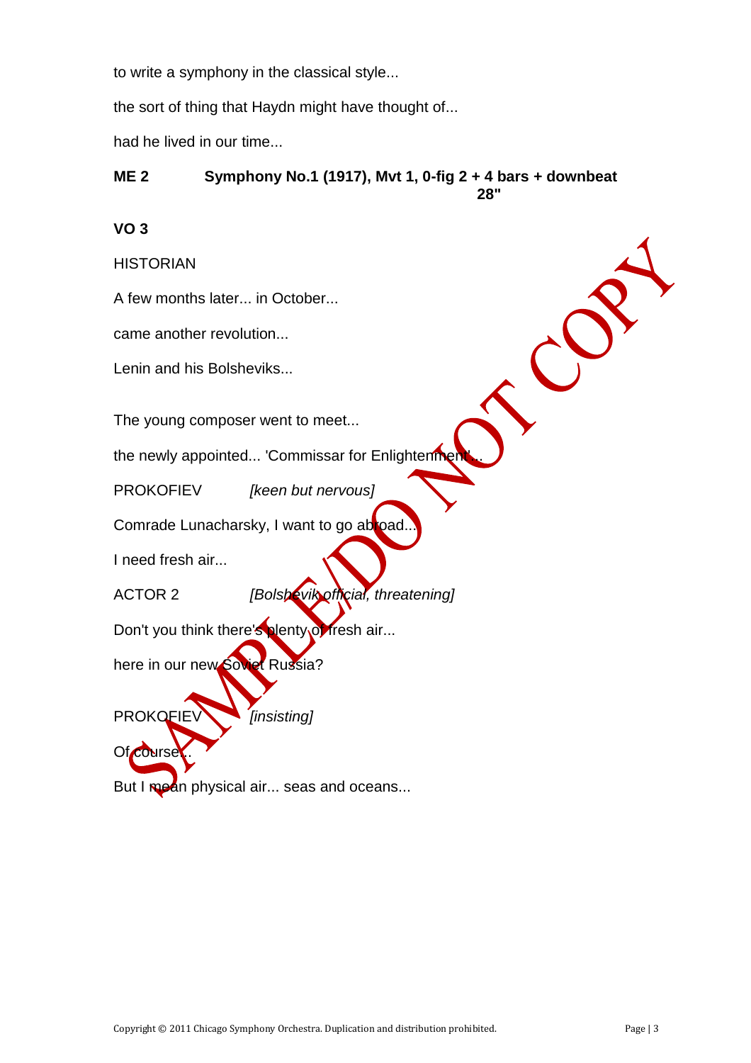to write a symphony in the classical style...

the sort of thing that Haydn might have thought of...

had he lived in our time...

**ME 2 Symphony No.1 (1917), Mvt 1, 0-fig 2 + 4 bars + downbeat**
**28"**

**VO 3**

HISTORIAN

A few months later... in October...

came another revolution...

Lenin and his Bolsheviks...

The young composer went to meet...

the newly appointed... 'Commissar for Enlightenment'...

PROKOFIEV *[keen but nervous]*

Comrade Lunacharsky, I want to go abroad...

I need fresh air...

ACTOR 2 *[Bolshevik official, threatening]*

Don't you think there's plenty of fresh air...

here in our new Soviet Russia?

PROKOFIEV *[insisting]*

Of course...

But I mean physical air... seas and oceans...

SAMPLE/DO NOT COPY

Copyright © 2011 Chicago Symphony Orchestra. Duplication and distribution prohibited.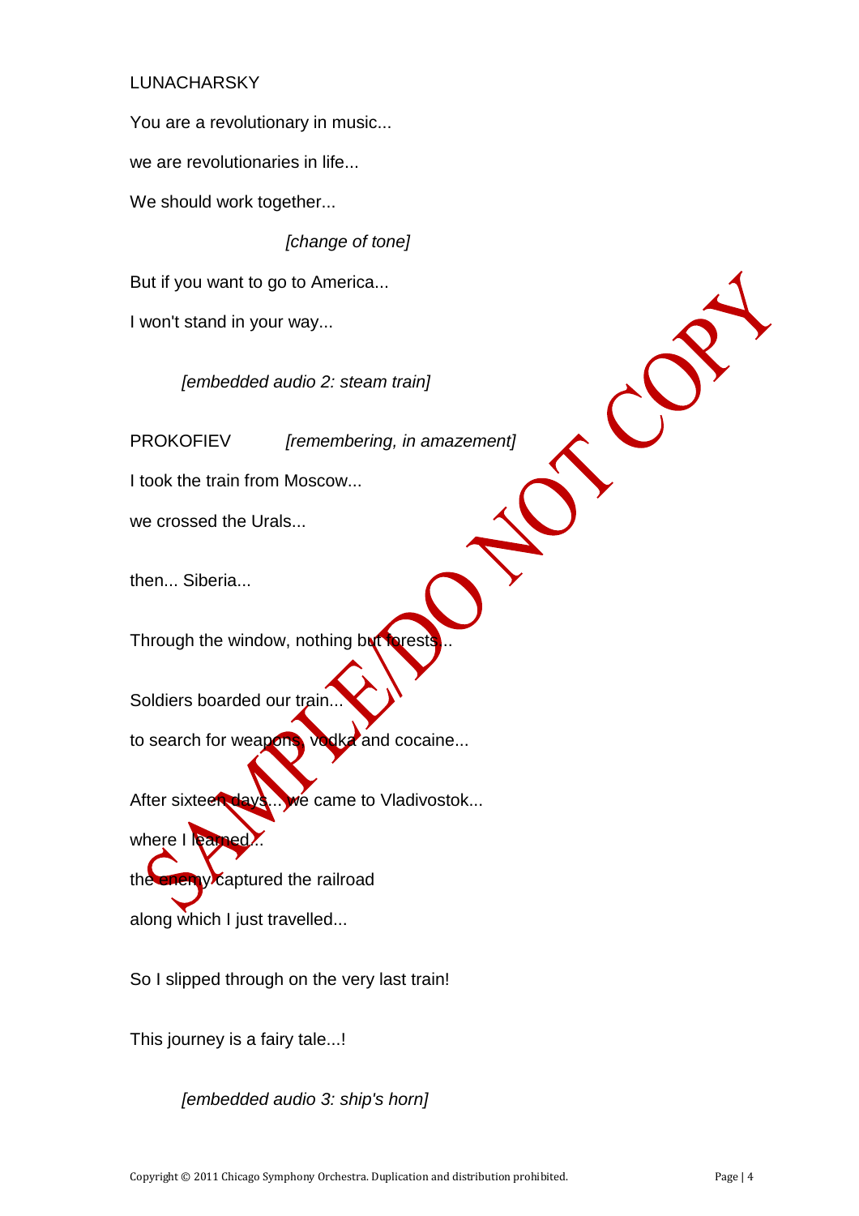LUNACHARSKY

You are a revolutionary in music...

we are revolutionaries in life...

We should work together...

*[change of tone]*

But if you want to go to America...

I won't stand in your way...

*[embedded audio 2: steam train]*

PROKOFIEV *[remembering, in amazement]*

I took the train from Moscow...

we crossed the Urals...

then... Siberia...

Through the window, nothing but forests...

Soldiers boarded our train...

to search for weapons, vodka and cocaine...

After sixteen days... we came to Vladivostok...

where I learned...

the enemy captured the railroad

along which I just travelled...

So I slipped through on the very last train!

This journey is a fairy tale...!

*[embedded audio 3: ship's horn]*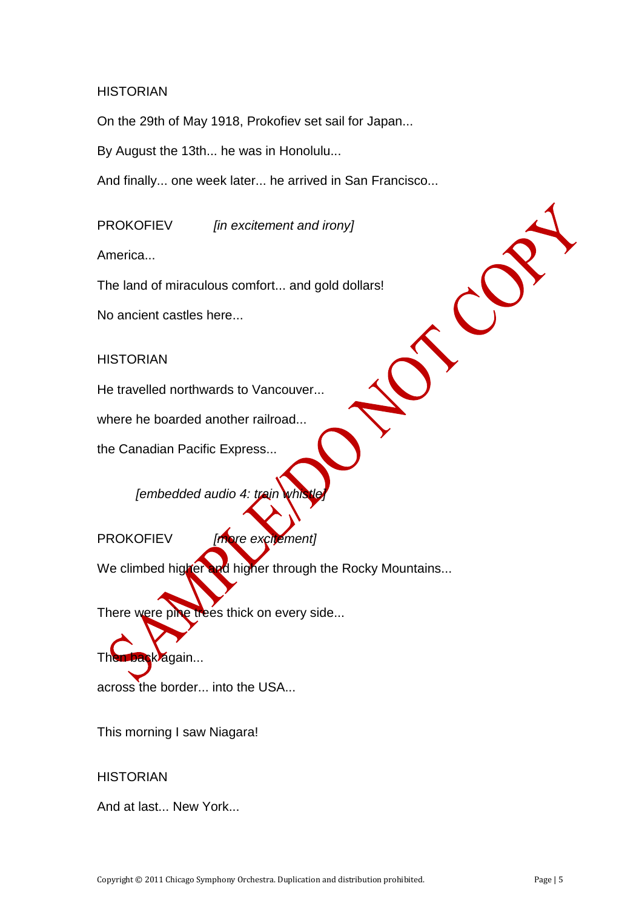HISTORIAN

On the 29th of May 1918, Prokofiev set sail for Japan...

By August the 13th... he was in Honolulu...

And finally... one week later... he arrived in San Francisco...

PROKOFIEV *[in excitement and irony]*

America...

The land of miraculous comfort... and gold dollars!

No ancient castles here...

HISTORIAN

He travelled northwards to Vancouver...

where he boarded another railroad...

the Canadian Pacific Express...

*[embedded audio 4: train whistle]*

PROKOFIEV *[more excitement]*

We climbed higher and higher through the Rocky Mountains...

There were pine trees thick on every side...

Then back again...

across the border... into the USA...

This morning I saw Niagara!

HISTORIAN

And at last... New York...

SAMPLE/DO NOT COPY

Copyright © 2011 Chicago Symphony Orchestra. Duplication and distribution prohibited.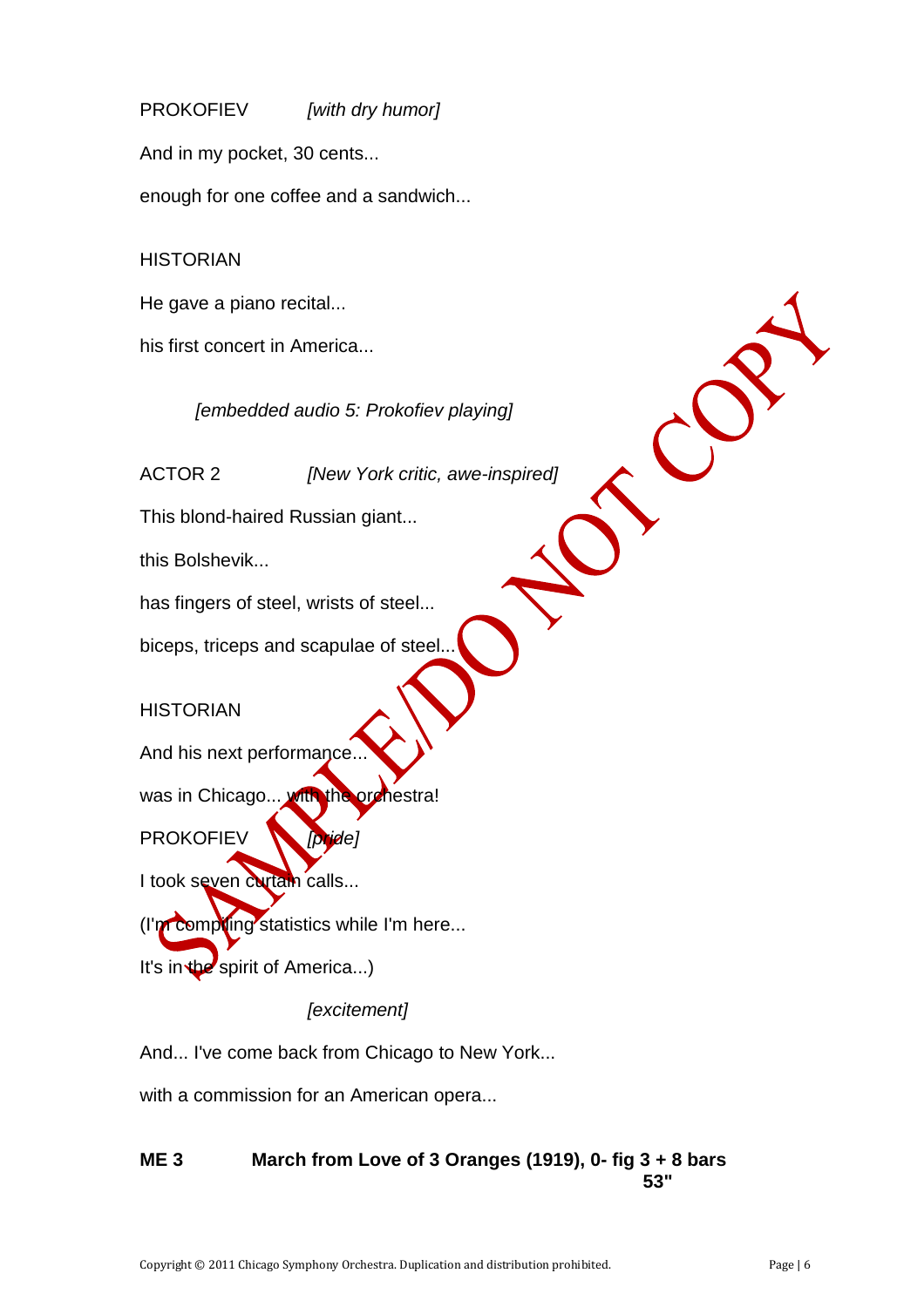PROKOFIEV *[with dry humor]*

And in my pocket, 30 cents...

enough for one coffee and a sandwich...

HISTORIAN

He gave a piano recital...

his first concert in America...

*[embedded audio 5: Prokofiev playing]*

ACTOR 2 *[New York critic, awe-inspired]*

This blond-haired Russian giant...

this Bolshevik...

has fingers of steel, wrists of steel...

biceps, triceps and scapulae of steel...

HISTORIAN

And his next performance...

was in Chicago... with the orchestra!

PROKOFIEV *[pride]*

I took seven curtain calls...

(I'm compiling statistics while I'm here...

It's in the spirit of America...)

*[excitement]*

And... I've come back from Chicago to New York...

with a commission for an American opera...

**ME 3 March from Love of 3 Oranges (1919), 0- fig 3 + 8 bars**
**53"**

SAMPLE/DO NOT COPY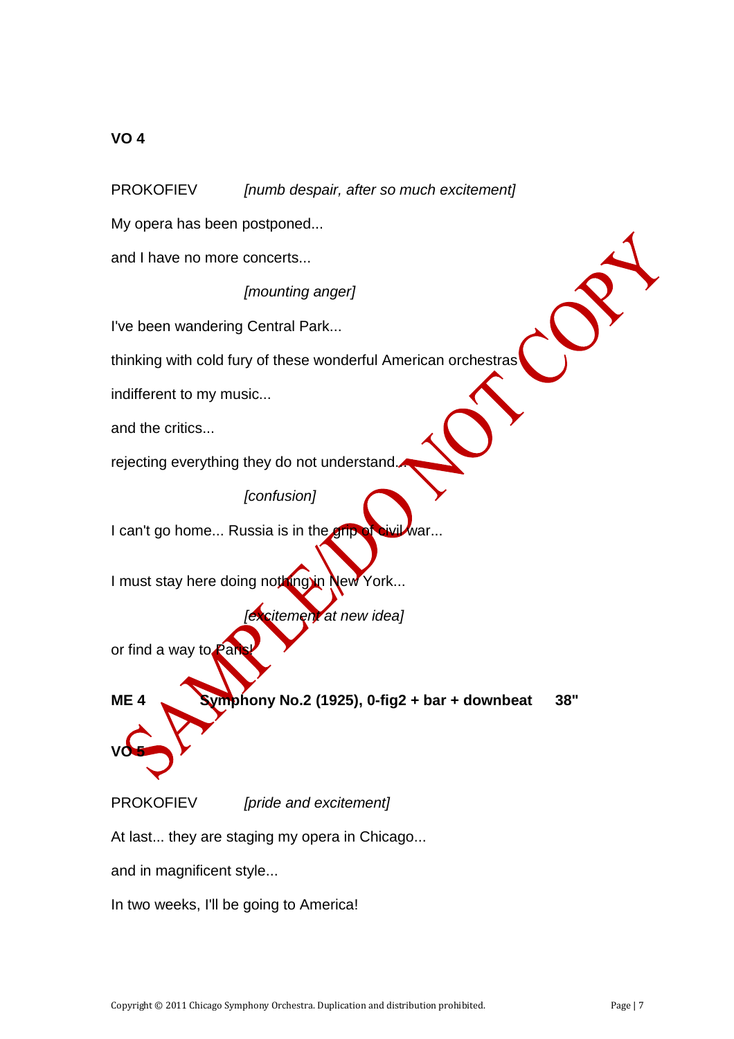**VO 4**

PROKOFIEV *[numb despair, after so much excitement]*

My opera has been postponed...

and I have no more concerts...

*[mounting anger]*

I've been wandering Central Park...

thinking with cold fury of these wonderful American orchestras

indifferent to my music...

and the critics...

rejecting everything they do not understand...

*[confusion]*

I can't go home... Russia is in the grip of civil war...

I must stay here doing nothing in New York...

*[excitement at new idea]*

or find a way to Paris!

**ME 4 Symphony No.2 (1925), 0-fig2 + bar + downbeat 38"**

**VO 5**

PROKOFIEV *[pride and excitement]*

At last... they are staging my opera in Chicago...

and in magnificent style...

In two weeks, I'll be going to America!

SAMPLE/DO NOT COPY

Copyright © 2011 Chicago Symphony Orchestra. Duplication and distribution prohibited.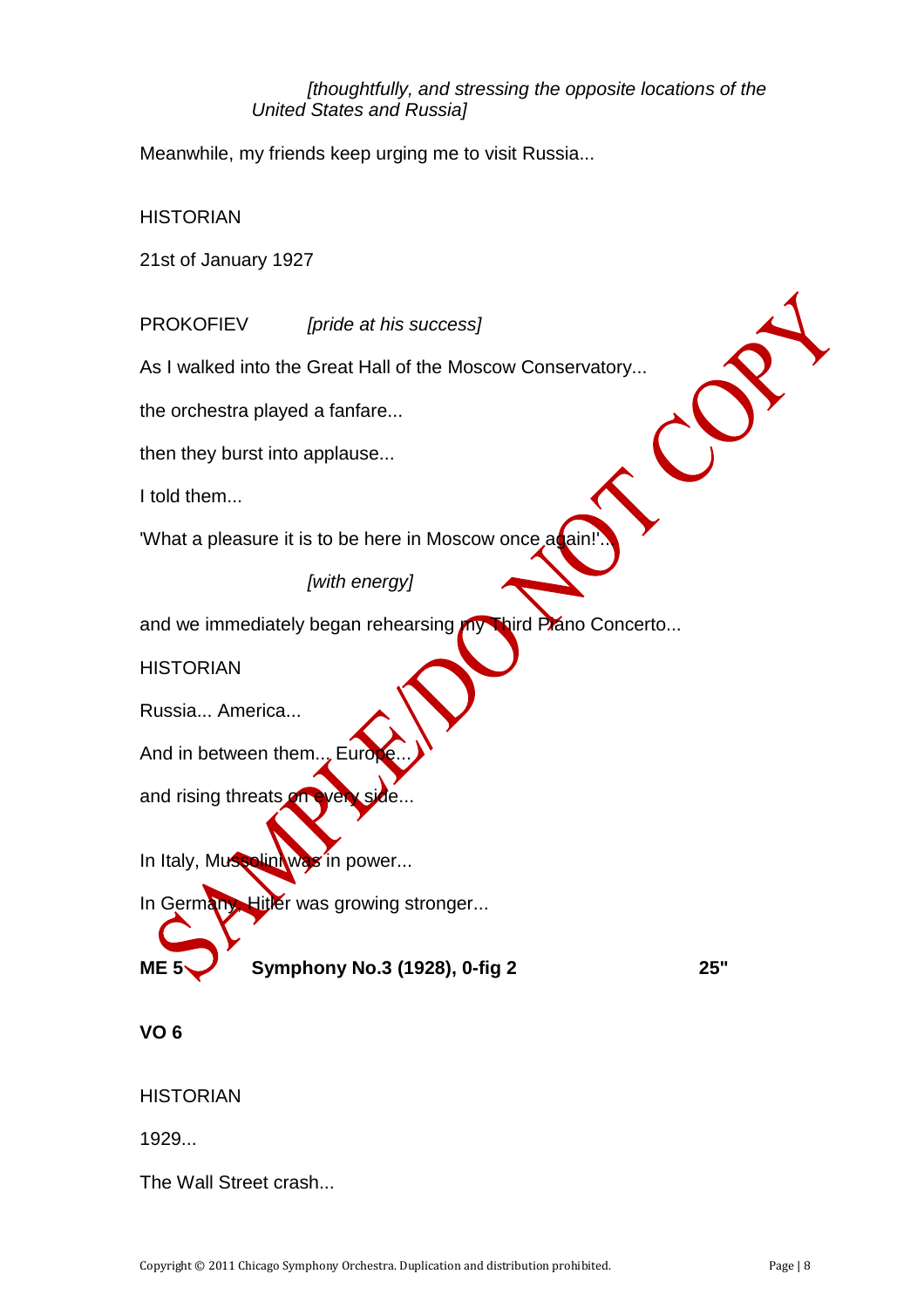*[thoughtfully, and stressing the opposite locations of the United States and Russia]*

Meanwhile, my friends keep urging me to visit Russia...

HISTORIAN

21st of January 1927

PROKOFIEV *[pride at his success]*

As I walked into the Great Hall of the Moscow Conservatory...

the orchestra played a fanfare...

then they burst into applause...

I told them...

'What a pleasure it is to be here in Moscow once again!'...

*[with energy]*

and we immediately began rehearsing my Third Piano Concerto...

HISTORIAN

Russia... America...

And in between them... Europe...

and rising threats on every side...

In Italy, Mussolini was in power...

In Germany, Hitler was growing stronger...

**ME 5 Symphony No.3 (1928), 0-fig 2 25"**

**VO 6**

HISTORIAN

1929...

The Wall Street crash...

SAMPLE/DO NOT COPY

Copyright © 2011 Chicago Symphony Orchestra. Duplication and distribution prohibited.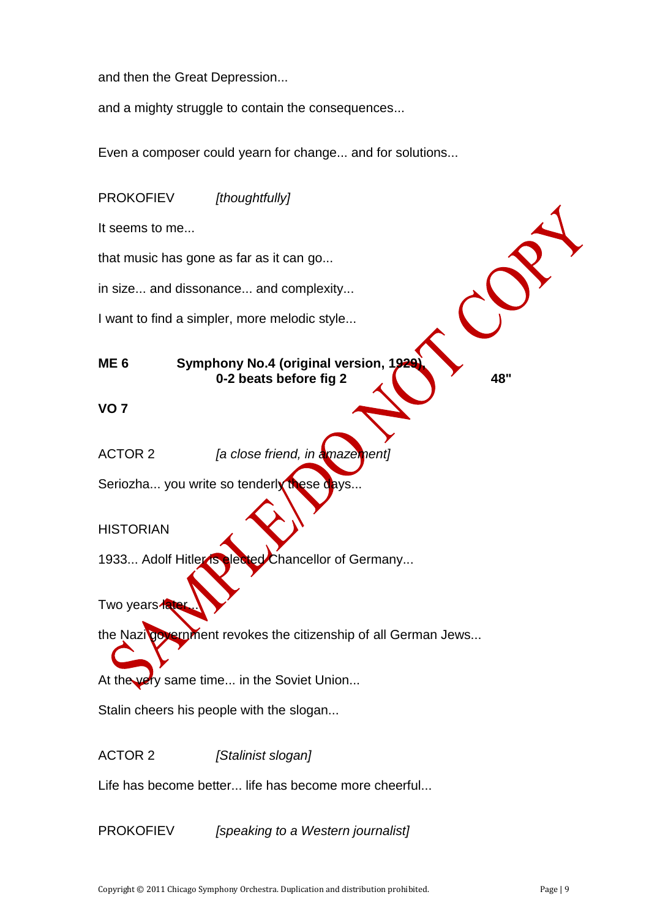and then the Great Depression...

and a mighty struggle to contain the consequences...

Even a composer could yearn for change... and for solutions...

PROKOFIEV *[thoughtfully]*

It seems to me...

that music has gone as far as it can go...

in size... and dissonance... and complexity...

I want to find a simpler, more melodic style...

**ME 6 Symphony No.4 (original version, 1929), 0-2 beats before fig 2 48"**

**VO 7**

ACTOR 2 *[a close friend, in amazement]*

Seriozha... you write so tenderly these days...

HISTORIAN

1933... Adolf Hitler is elected Chancellor of Germany...

Two years later...

the Nazi government revokes the citizenship of all German Jews...

At the very same time... in the Soviet Union...

Stalin cheers his people with the slogan...

ACTOR 2 *[Stalinist slogan]*

Life has become better... life has become more cheerful...

PROKOFIEV *[speaking to a Western journalist]*

Copyright © 2011 Chicago Symphony Orchestra. Duplication and distribution prohibited.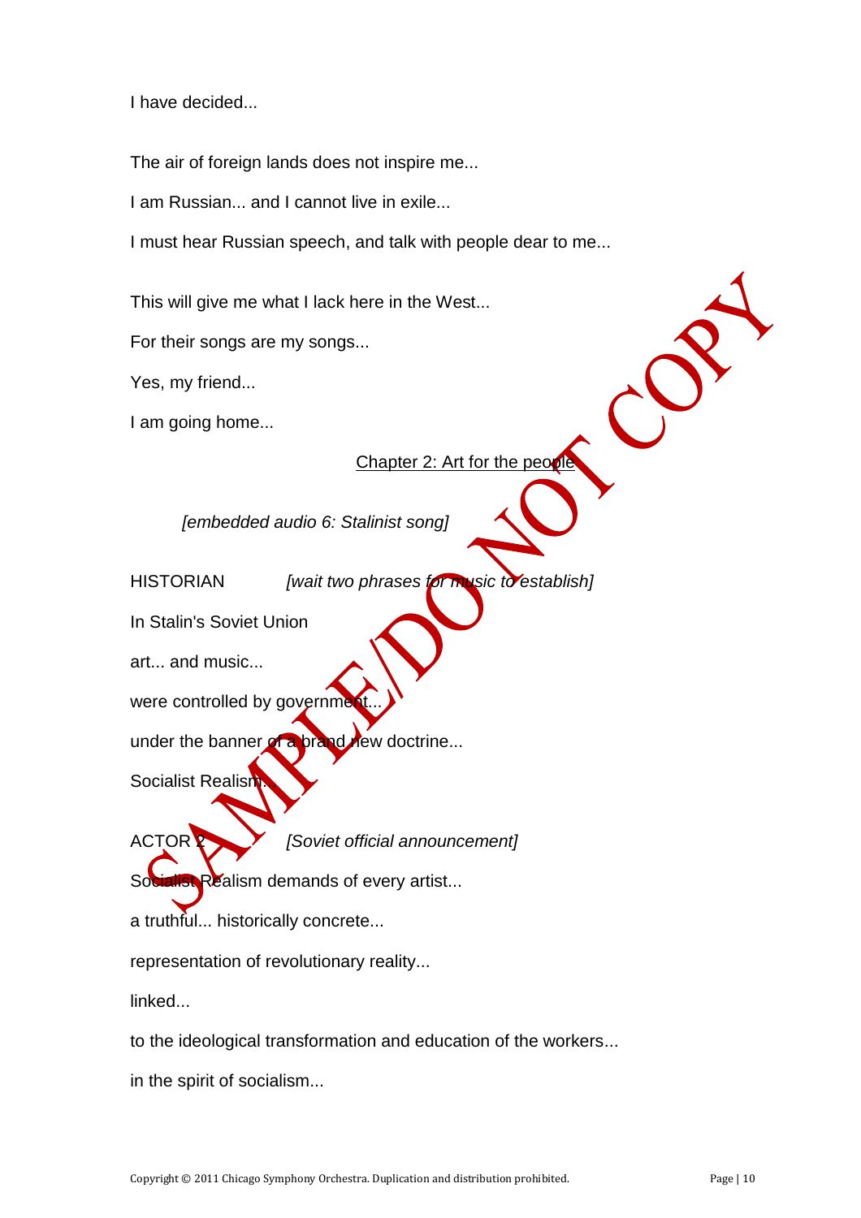I have decided...

The air of foreign lands does not inspire me...

I am Russian... and I cannot live in exile...

I must hear Russian speech, and talk with people dear to me...

This will give me what I lack here in the West...

For their songs are my songs...

Yes, my friend...

I am going home...

## Chapter 2: Art for the people

*[embedded audio 6: Stalinist song]*

HISTORIAN *[wait two phrases for music to establish]*

In Stalin's Soviet Union

art... and music...

were controlled by government...

under the banner of a brand new doctrine...

Socialist Realism...

ACTOR 2 *[Soviet official announcement]*

Socialist Realism demands of every artist...

a truthful... historically concrete...

representation of revolutionary reality...

linked...

to the ideological transformation and education of the workers...

in the spirit of socialism...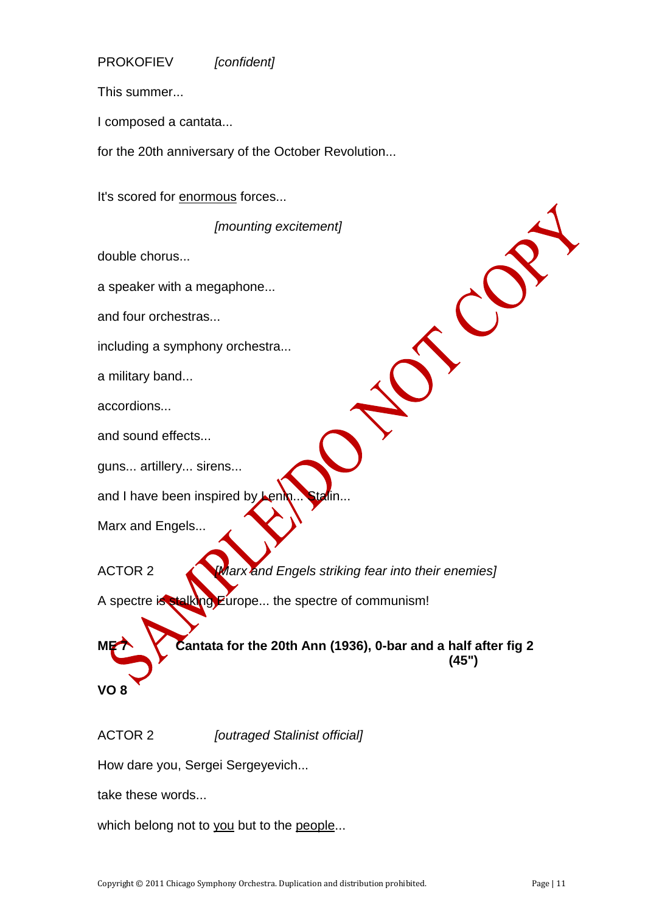PROKOFIEV *[confident]*

This summer...

I composed a cantata...

for the 20th anniversary of the October Revolution...

It's scored for <u>enormous</u> forces...

*[mounting excitement]*

double chorus...

a speaker with a megaphone...

and four orchestras...

including a symphony orchestra...

a military band...

accordions...

and sound effects...

guns... artillery... sirens...

and I have been inspired by Lenin... Stalin...

Marx and Engels...

ACTOR 2 *[Marx and Engels striking fear into their enemies]*

A spectre is stalking Europe... the spectre of communism!

**ME 7 Cantata for the 20th Ann (1936), 0-bar and a half after fig 2 (45")**

**VO 8**

ACTOR 2 *[outraged Stalinist official]*

How dare you, Sergei Sergeyevich...

take these words...

which belong not to <u>you</u> but to the <u>people</u>...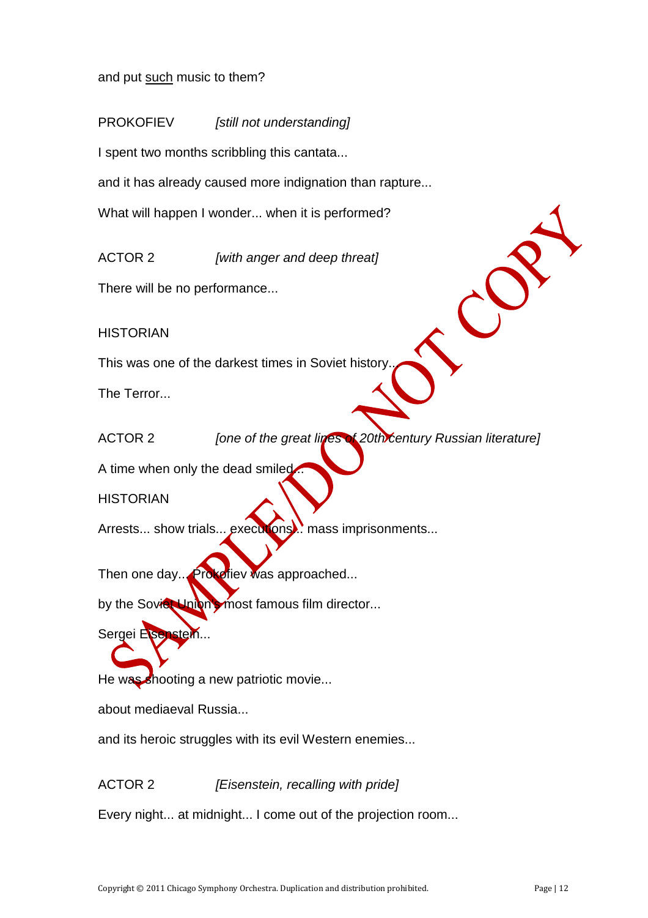and put <u>such</u> music to them?

PROKOFIEV *[still not understanding]*

I spent two months scribbling this cantata...

and it has already caused more indignation than rapture...

What will happen I wonder... when it is performed?

ACTOR 2 *[with anger and deep threat]*

There will be no performance...

HISTORIAN

This was one of the darkest times in Soviet history...

The Terror...

ACTOR 2 *[one of the great lines of 20th century Russian literature]*

A time when only the dead smiled...

HISTORIAN

Arrests... show trials... executions... mass imprisonments...

Then one day... Prokofiev was approached...

by the Soviet Union's most famous film director...

Sergei Eisenstein...

He was shooting a new patriotic movie...

about mediaeval Russia...

and its heroic struggles with its evil Western enemies...

ACTOR 2 *[Eisenstein, recalling with pride]*

Every night... at midnight... I come out of the projection room...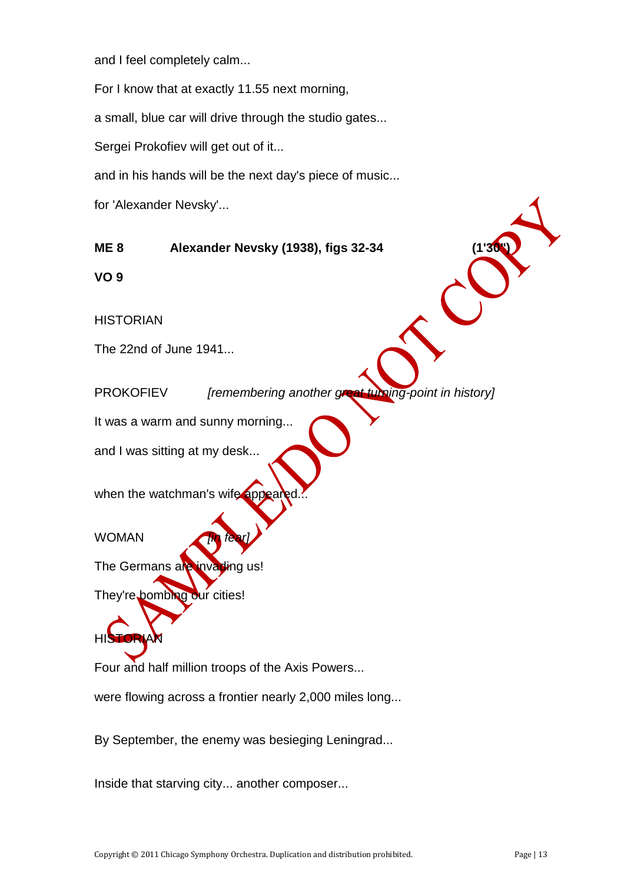and I feel completely calm...

For I know that at exactly 11.55 next morning,

a small, blue car will drive through the studio gates...

Sergei Prokofiev will get out of it...

and in his hands will be the next day's piece of music...

for 'Alexander Nevsky'...

**ME 8 Alexander Nevsky (1938), figs 32-34 (1'30")**

**VO 9**

HISTORIAN

The 22nd of June 1941...

PROKOFIEV *[remembering another great turning-point in history]*

It was a warm and sunny morning...

and I was sitting at my desk...

when the watchman's wife appeared...

WOMAN *[in fear]*

The Germans are invading us!

They're bombing our cities!

HISTORIAN

Four and half million troops of the Axis Powers...

were flowing across a frontier nearly 2,000 miles long...

By September, the enemy was besieging Leningrad...

Inside that starving city... another composer...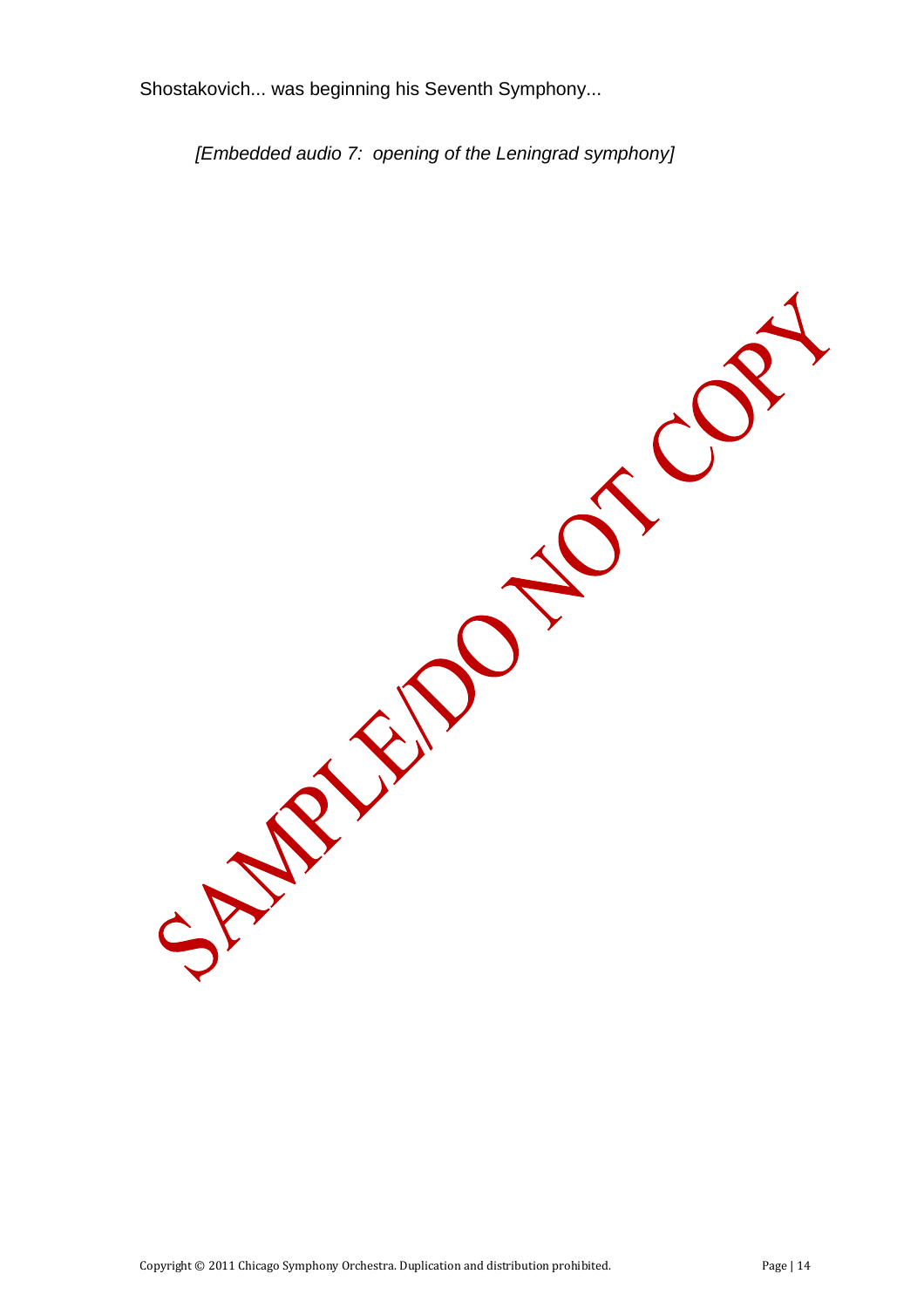Shostakovich... was beginning his Seventh Symphony...

*[Embedded audio 7: opening of the Leningrad symphony]*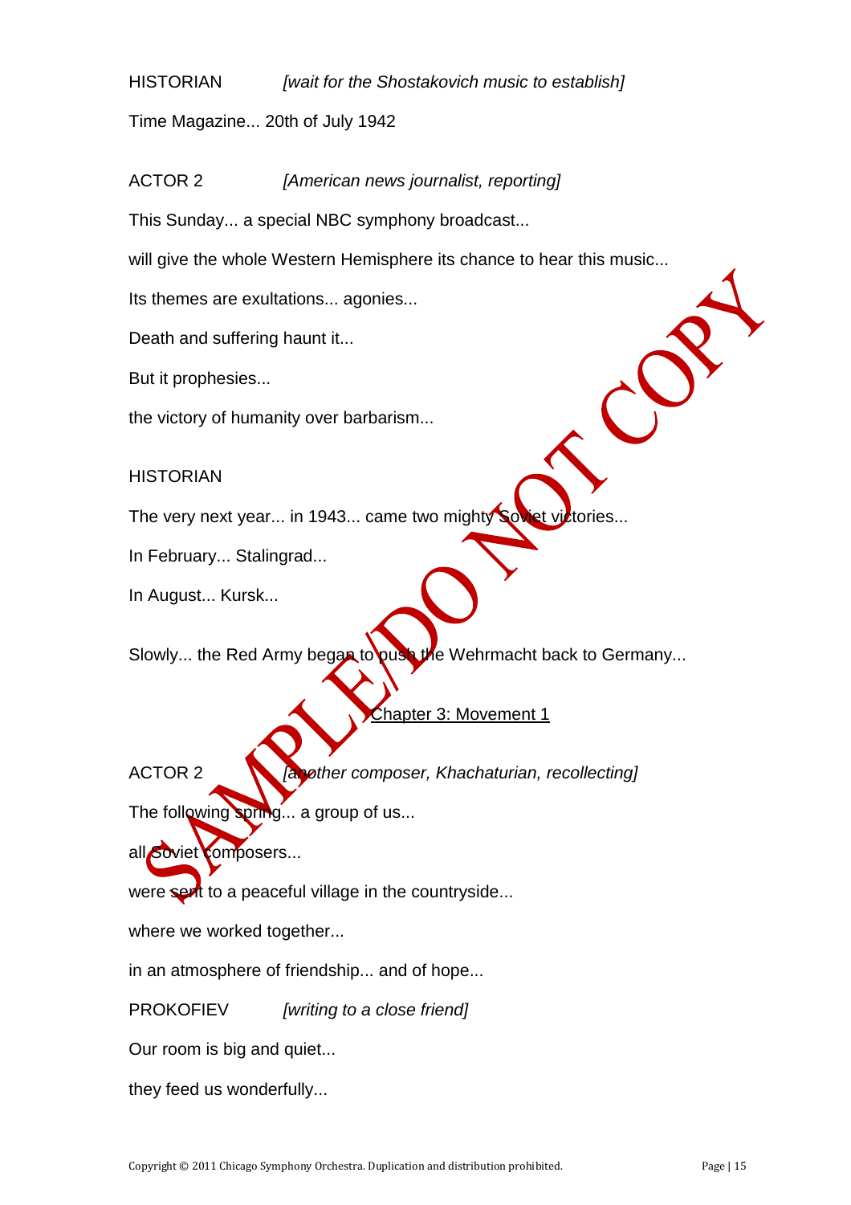HISTORIAN *[wait for the Shostakovich music to establish]*

Time Magazine... 20th of July 1942

ACTOR 2 *[American news journalist, reporting]*

This Sunday... a special NBC symphony broadcast...

will give the whole Western Hemisphere its chance to hear this music...

Its themes are exultations... agonies...

Death and suffering haunt it...

But it prophesies...

the victory of humanity over barbarism...

HISTORIAN

The very next year... in 1943... came two mighty Soviet victories...

In February... Stalingrad...

In August... Kursk...

Slowly... the Red Army began to push the Wehrmacht back to Germany...

<u>Chapter 3: Movement 1</u>

ACTOR 2 *[another composer, Khachaturian, recollecting]*

The following spring... a group of us...

all Soviet composers...

were sent to a peaceful village in the countryside...

where we worked together...

in an atmosphere of friendship... and of hope...

PROKOFIEV *[writing to a close friend]*

Our room is big and quiet...

they feed us wonderfully...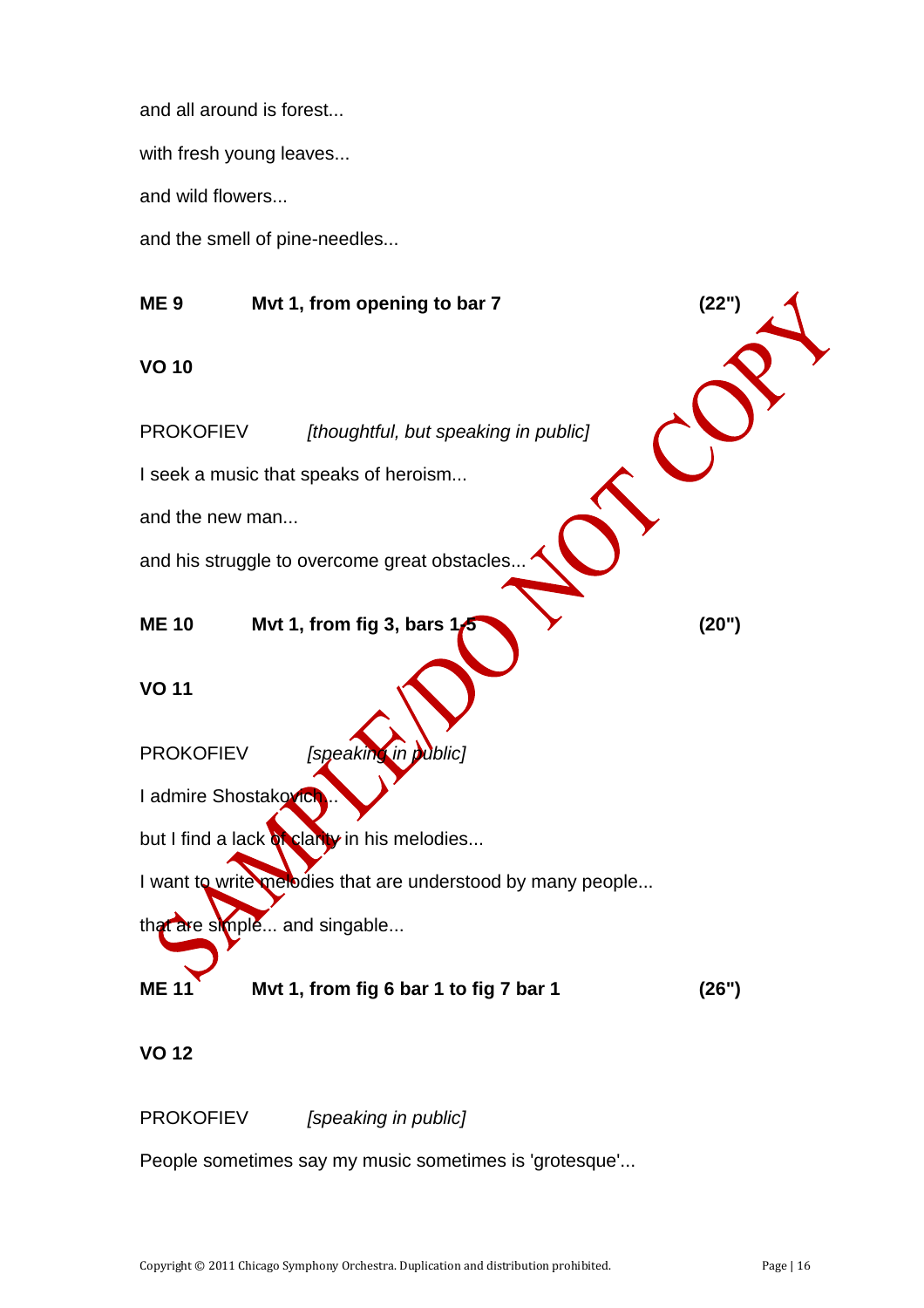and all around is forest...

with fresh young leaves...

and wild flowers...

and the smell of pine-needles...

**ME 9 Mvt 1, from opening to bar 7 (22")**

**VO 10**

PROKOFIEV *[thoughtful, but speaking in public]*

I seek a music that speaks of heroism...

and the new man...

and his struggle to overcome great obstacles...

**ME 10 Mvt 1, from fig 3, bars 1-5 (20")**

**VO 11**

PROKOFIEV *[speaking in public]*

I admire Shostakovich...

but I find a lack of clarity in his melodies...

I want to write melodies that are understood by many people...

that are simple... and singable...

**ME 11 Mvt 1, from fig 6 bar 1 to fig 7 bar 1 (26")**

**VO 12**

PROKOFIEV *[speaking in public]*

People sometimes say my music sometimes is 'grotesque'...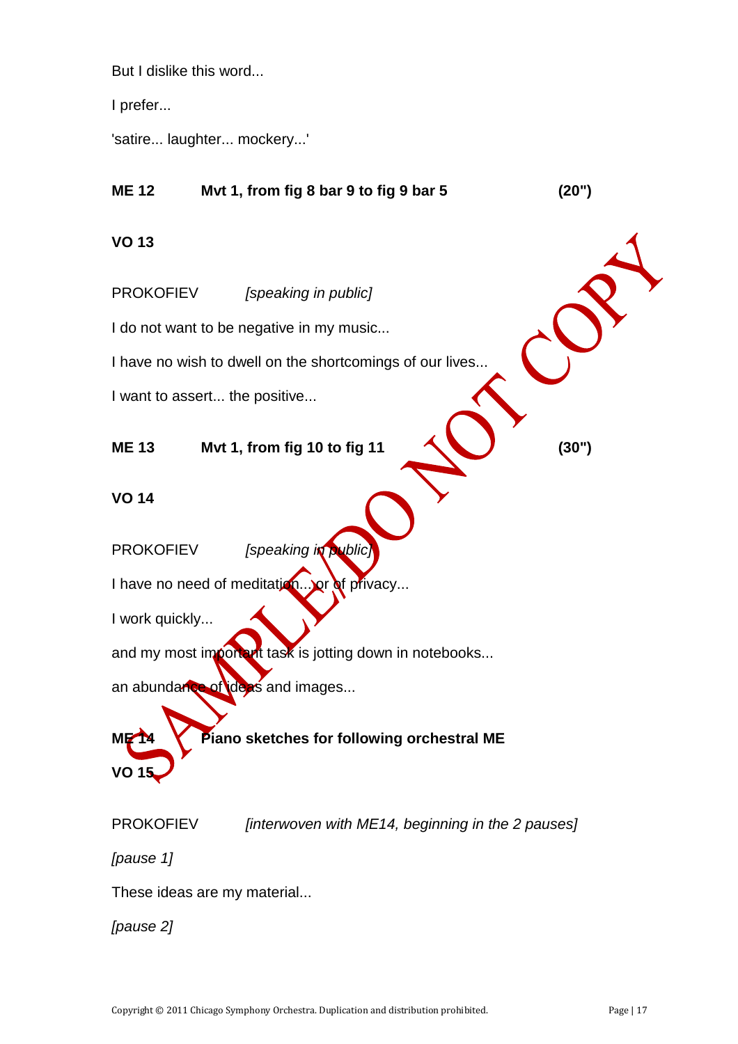But I dislike this word...

I prefer...

'satire... laughter... mockery...'

**ME 12 Mvt 1, from fig 8 bar 9 to fig 9 bar 5 (20")**

**VO 13**

PROKOFIEV *[speaking in public]*

I do not want to be negative in my music...

I have no wish to dwell on the shortcomings of our lives...

I want to assert... the positive...

**ME 13 Mvt 1, from fig 10 to fig 11 (30")**

**VO 14**

PROKOFIEV *[speaking in public]*

I have no need of meditation... or of privacy...

I work quickly...

and my most important task is jotting down in notebooks...

an abundance of ideas and images...

**ME 14 Piano sketches for following orchestral ME**

**VO 15**

PROKOFIEV *[interwoven with ME14, beginning in the 2 pauses]*

*[pause 1]*

These ideas are my material...

*[pause 2]*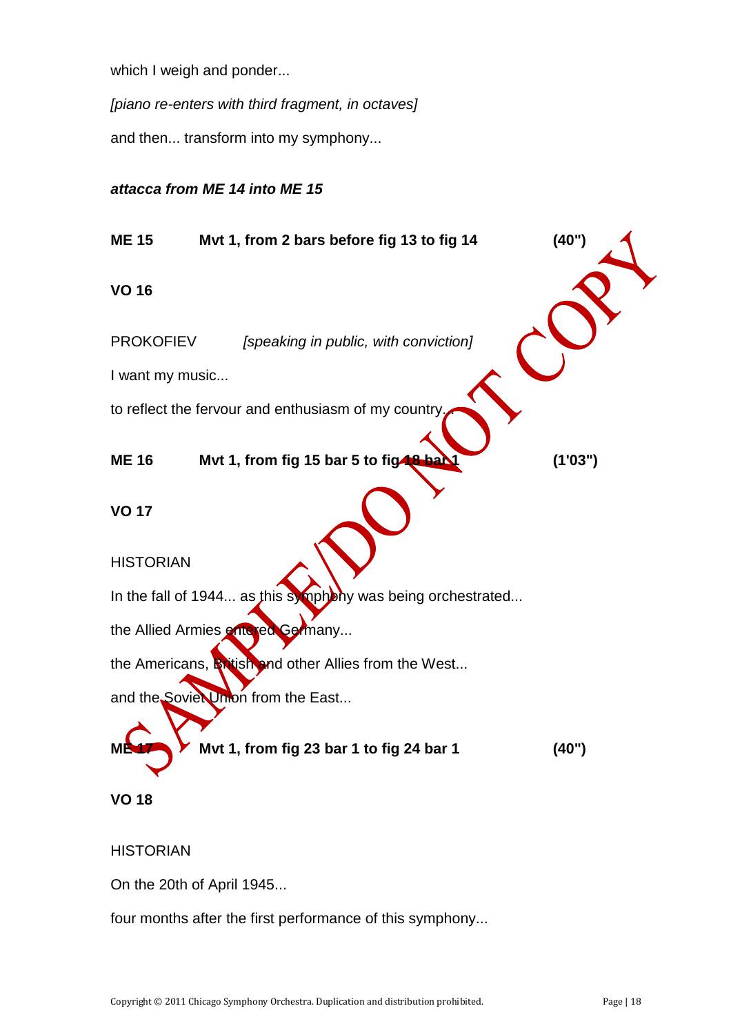which I weigh and ponder...

*[piano re-enters with third fragment, in octaves]*

and then... transform into my symphony...

***attacca from ME 14 into ME 15***

**ME 15 Mvt 1, from 2 bars before fig 13 to fig 14 (40")**

**VO 16**

PROKOFIEV *[speaking in public, with conviction]*

I want my music...

to reflect the fervour and enthusiasm of my country...

**ME 16 Mvt 1, from fig 15 bar 5 to fig 18 bar 1 (1'03")**

**VO 17**

HISTORIAN

In the fall of 1944... as this symphony was being orchestrated...

the Allied Armies entered Germany...

the Americans, British and other Allies from the West...

and the Soviet Union from the East...

**ME 17 Mvt 1, from fig 23 bar 1 to fig 24 bar 1 (40")**

**VO 18**

HISTORIAN

On the 20th of April 1945...

four months after the first performance of this symphony...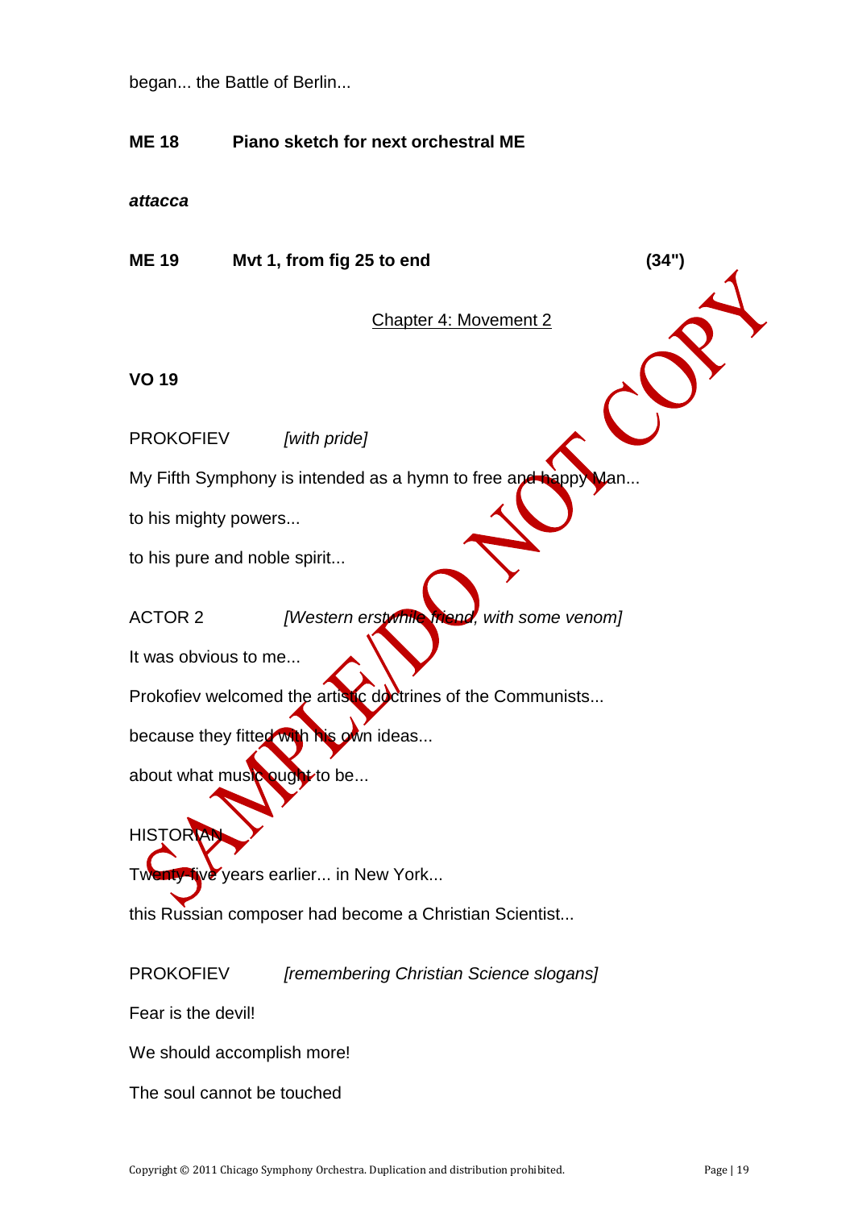began... the Battle of Berlin...

**ME 18 Piano sketch for next orchestral ME**

***attacca***

**ME 19 Mvt 1, from fig 25 to end (34")**

Chapter 4: Movement 2

**VO 19**

PROKOFIEV *[with pride]*

My Fifth Symphony is intended as a hymn to free and happy Man...

to his mighty powers...

to his pure and noble spirit...

ACTOR 2 *[Western erstwhile friend, with some venom]*

It was obvious to me...

Prokofiev welcomed the artistic doctrines of the Communists...

because they fitted with his own ideas...

about what music ought to be...

HISTORIAN

Twenty-five years earlier... in New York...

this Russian composer had become a Christian Scientist...

PROKOFIEV *[remembering Christian Science slogans]*

Fear is the devil!

We should accomplish more!

The soul cannot be touched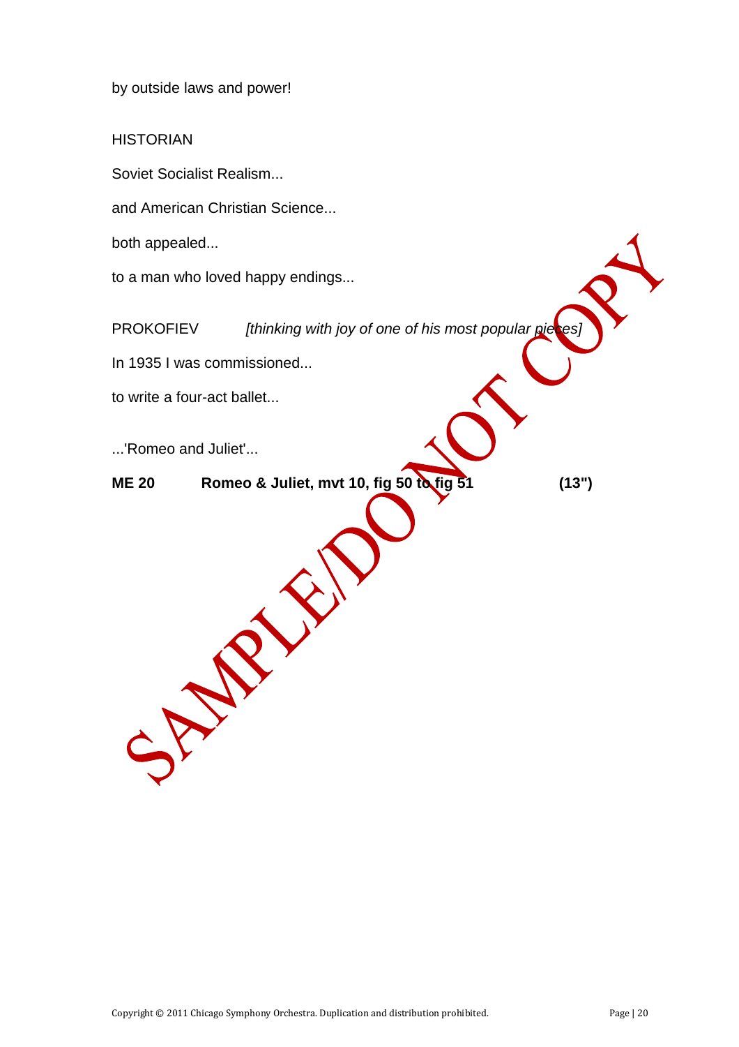by outside laws and power!

HISTORIAN

Soviet Socialist Realism...

and American Christian Science...

both appealed...

to a man who loved happy endings...

PROKOFIEV *[thinking with joy of one of his most popular pieces]*

In 1935 I was commissioned...

to write a four-act ballet...

...'Romeo and Juliet'...

**ME 20 Romeo & Juliet, mvt 10, fig 50 to fig 51 (13")**

SAMPLE/DO NOT COPY

Copyright © 2011 Chicago Symphony Orchestra. Duplication and distribution prohibited.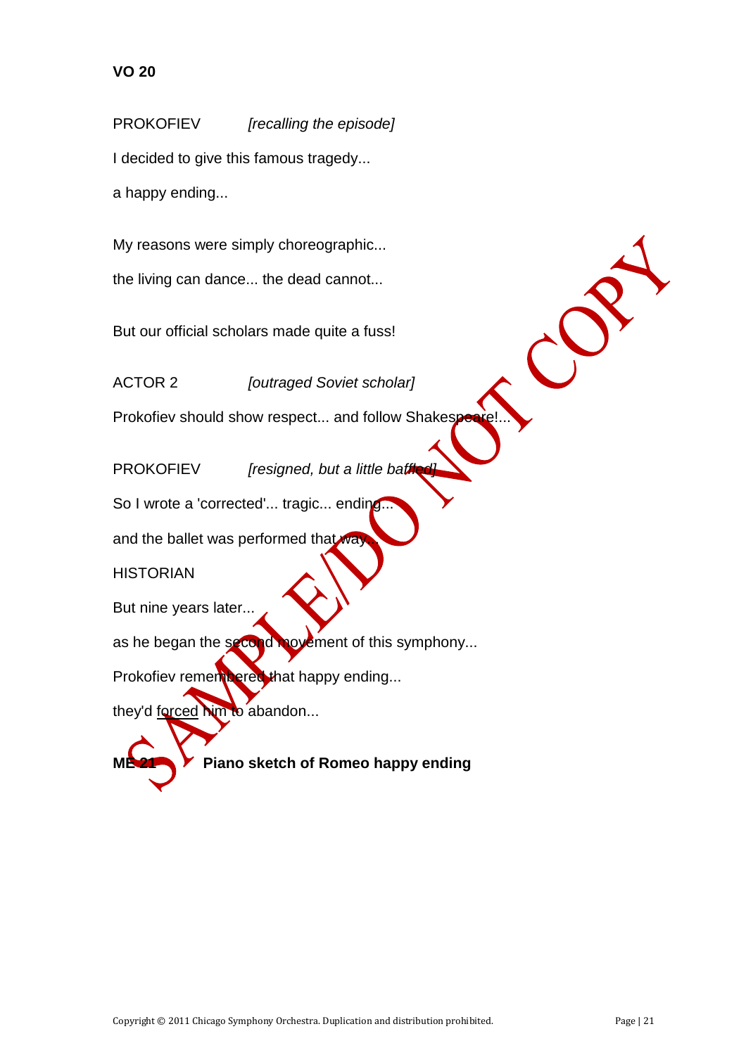**VO 20**

PROKOFIEV *[recalling the episode]*

I decided to give this famous tragedy...

a happy ending...

My reasons were simply choreographic...

the living can dance... the dead cannot...

But our official scholars made quite a fuss!

ACTOR 2 *[outraged Soviet scholar]*

Prokofiev should show respect... and follow Shakespeare!...

PROKOFIEV *[resigned, but a little baffled]*

So I wrote a 'corrected'... tragic... ending...

and the ballet was performed that way...

HISTORIAN

But nine years later...

as he began the second movement of this symphony...

Prokofiev remembered that happy ending...

they'd <u>forced</u> him to abandon...

**ME 21 Piano sketch of Romeo happy ending**